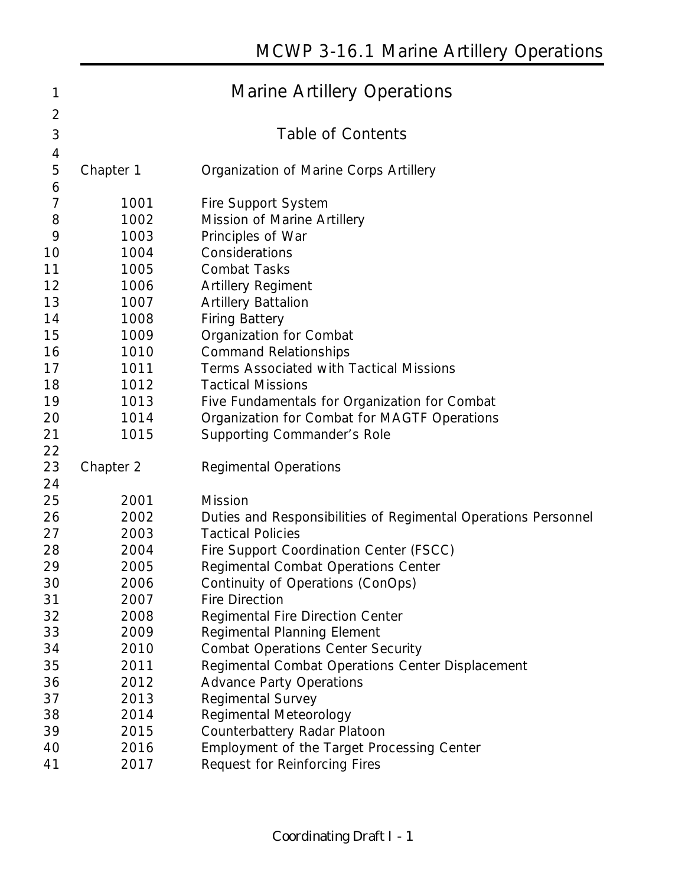# Marine Artillery Operations

## Table of Contents

**Chapter 1** Organization of Marine Corps Artillery

| | |
|---|---|
| 1001 | Fire Support System |
| 1002 | Mission of Marine Artillery |
| 1003 | Principles of War |
| 1004 | Considerations |
| 1005 | Combat Tasks |
| 1006 | Artillery Regiment |
| 1007 | Artillery Battalion |
| 1008 | Firing Battery |
| 1009 | Organization for Combat |
| 1010 | Command Relationships |
| 1011 | Terms Associated with Tactical Missions |
| 1012 | Tactical Missions |
| 1013 | Five Fundamentals for Organization for Combat |
| 1014 | Organization for Combat for MAGTF Operations |
| 1015 | Supporting Commander's Role |

**Chapter 2** Regimental Operations

| | |
|---|---|
| 2001 | Mission |
| 2002 | Duties and Responsibilities of Regimental Operations Personnel |
| 2003 | Tactical Policies |
| 2004 | Fire Support Coordination Center (FSCC) |
| 2005 | Regimental Combat Operations Center |
| 2006 | Continuity of Operations (ConOps) |
| 2007 | Fire Direction |
| 2008 | Regimental Fire Direction Center |
| 2009 | Regimental Planning Element |
| 2010 | Combat Operations Center Security |
| 2011 | Regimental Combat Operations Center Displacement |
| 2012 | Advance Party Operations |
| 2013 | Regimental Survey |
| 2014 | Regimental Meteorology |
| 2015 | Counterbattery Radar Platoon |
| 2016 | Employment of the Target Processing Center |
| 2017 | Request for Reinforcing Fires |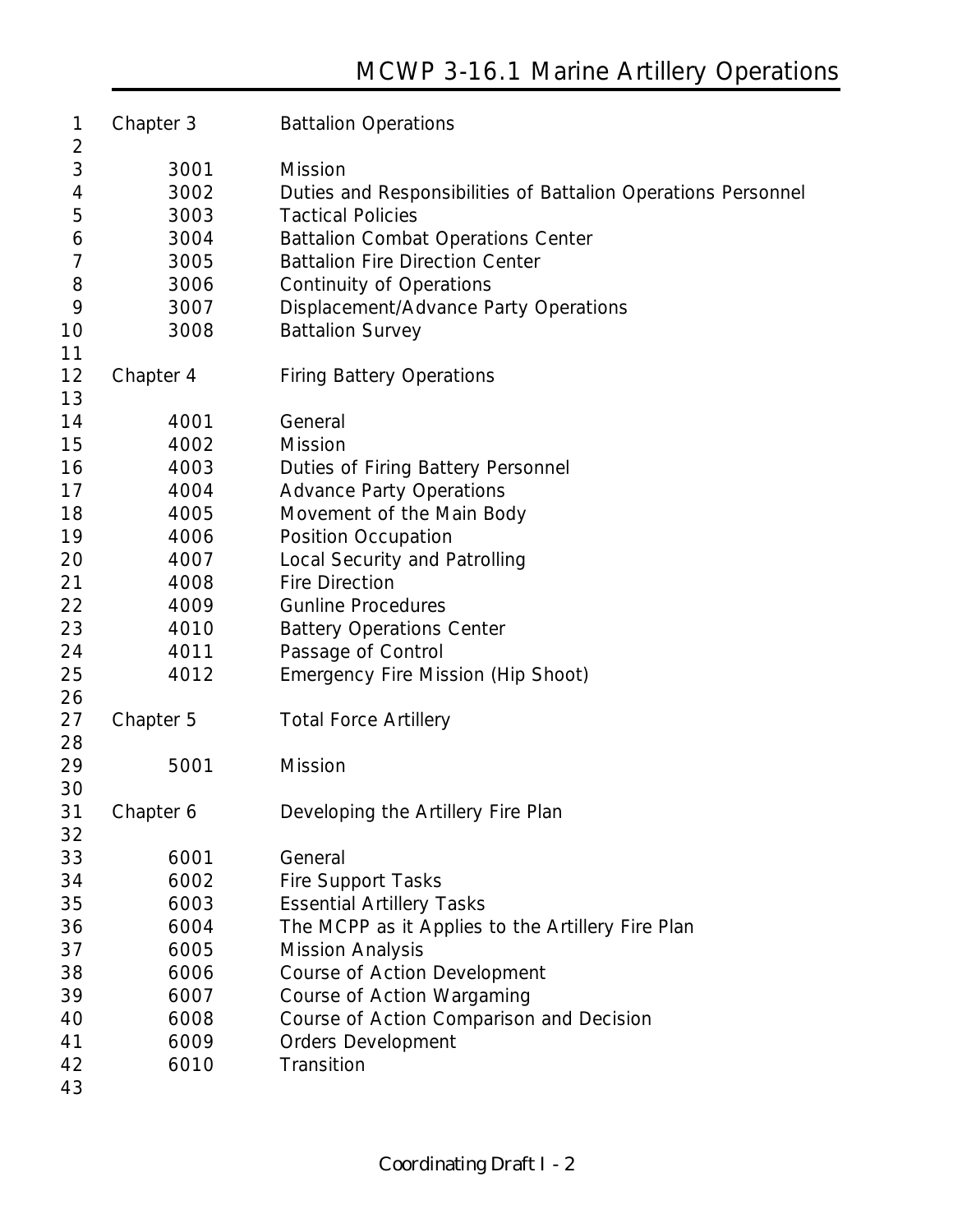| Chapter 3 | Battalion Operations |
| --- | --- |
| 3001 | Mission |
| 3002 | Duties and Responsibilities of Battalion Operations Personnel |
| 3003 | Tactical Policies |
| 3004 | Battalion Combat Operations Center |
| 3005 | Battalion Fire Direction Center |
| 3006 | Continuity of Operations |
| 3007 | Displacement/Advance Party Operations |
| 3008 | Battalion Survey |

| Chapter 4 | Firing Battery Operations |
| --- | --- |
| 4001 | General |
| 4002 | Mission |
| 4003 | Duties of Firing Battery Personnel |
| 4004 | Advance Party Operations |
| 4005 | Movement of the Main Body |
| 4006 | Position Occupation |
| 4007 | Local Security and Patrolling |
| 4008 | Fire Direction |
| 4009 | Gunline Procedures |
| 4010 | Battery Operations Center |
| 4011 | Passage of Control |
| 4012 | Emergency Fire Mission (Hip Shoot) |

| Chapter 5 | Total Force Artillery |
| --- | --- |
| 5001 | Mission |

| Chapter 6 | Developing the Artillery Fire Plan |
| --- | --- |
| 6001 | General |
| 6002 | Fire Support Tasks |
| 6003 | Essential Artillery Tasks |
| 6004 | The MCPP as it Applies to the Artillery Fire Plan |
| 6005 | Mission Analysis |
| 6006 | Course of Action Development |
| 6007 | Course of Action Wargaming |
| 6008 | Course of Action Comparison and Decision |
| 6009 | Orders Development |
| 6010 | Transition |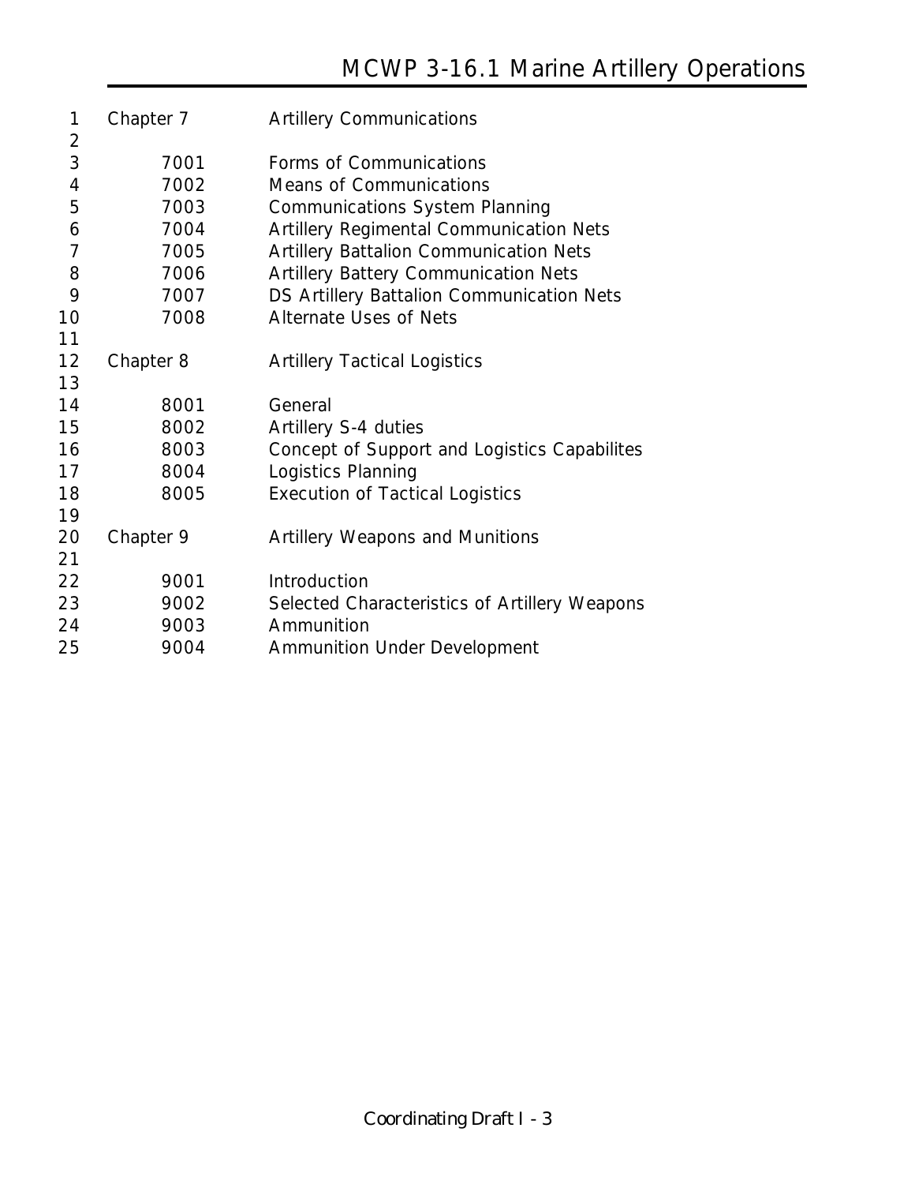| | | |
|---|---|---|
| Chapter 7 | | Artillery Communications |
| | 7001 | Forms of Communications |
| | 7002 | Means of Communications |
| | 7003 | Communications System Planning |
| | 7004 | Artillery Regimental Communication Nets |
| | 7005 | Artillery Battalion Communication Nets |
| | 7006 | Artillery Battery Communication Nets |
| | 7007 | DS Artillery Battalion Communication Nets |
| | 7008 | Alternate Uses of Nets |
| Chapter 8 | | Artillery Tactical Logistics |
| | 8001 | General |
| | 8002 | Artillery S-4 duties |
| | 8003 | Concept of Support and Logistics Capabilites |
| | 8004 | Logistics Planning |
| | 8005 | Execution of Tactical Logistics |
| Chapter 9 | | Artillery Weapons and Munitions |
| | 9001 | Introduction |
| | 9002 | Selected Characteristics of Artillery Weapons |
| | 9003 | Ammunition |
| | 9004 | Ammunition Under Development |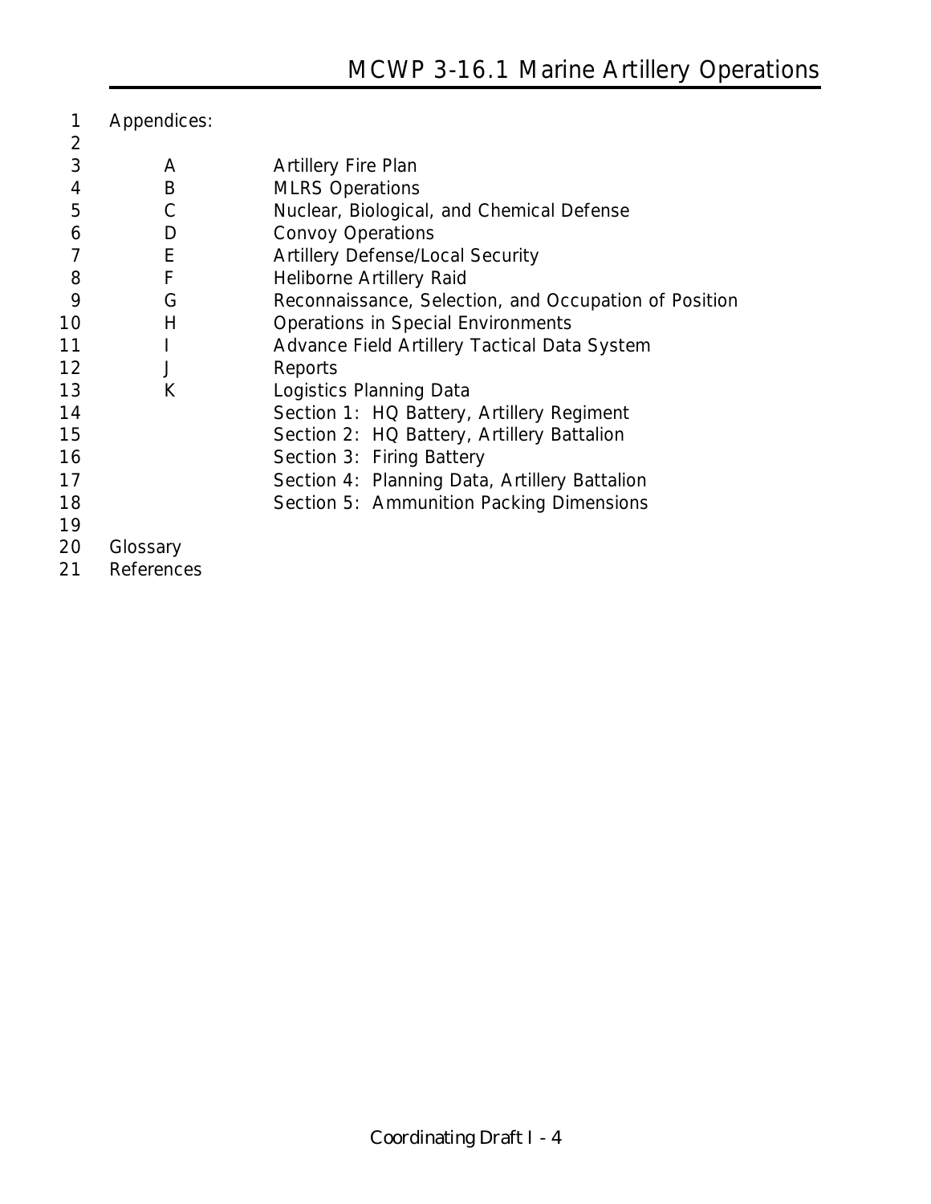Appendices:

| | |
|---|---|
| A | Artillery Fire Plan |
| B | MLRS Operations |
| C | Nuclear, Biological, and Chemical Defense |
| D | Convoy Operations |
| E | Artillery Defense/Local Security |
| F | Heliborne Artillery Raid |
| G | Reconnaissance, Selection, and Occupation of Position |
| H | Operations in Special Environments |
| I | Advance Field Artillery Tactical Data System |
| J | Reports |
| K | Logistics Planning Data |
| | Section 1: HQ Battery, Artillery Regiment |
| | Section 2: HQ Battery, Artillery Battalion |
| | Section 3: Firing Battery |
| | Section 4: Planning Data, Artillery Battalion |
| | Section 5: Ammunition Packing Dimensions |

Glossary

References